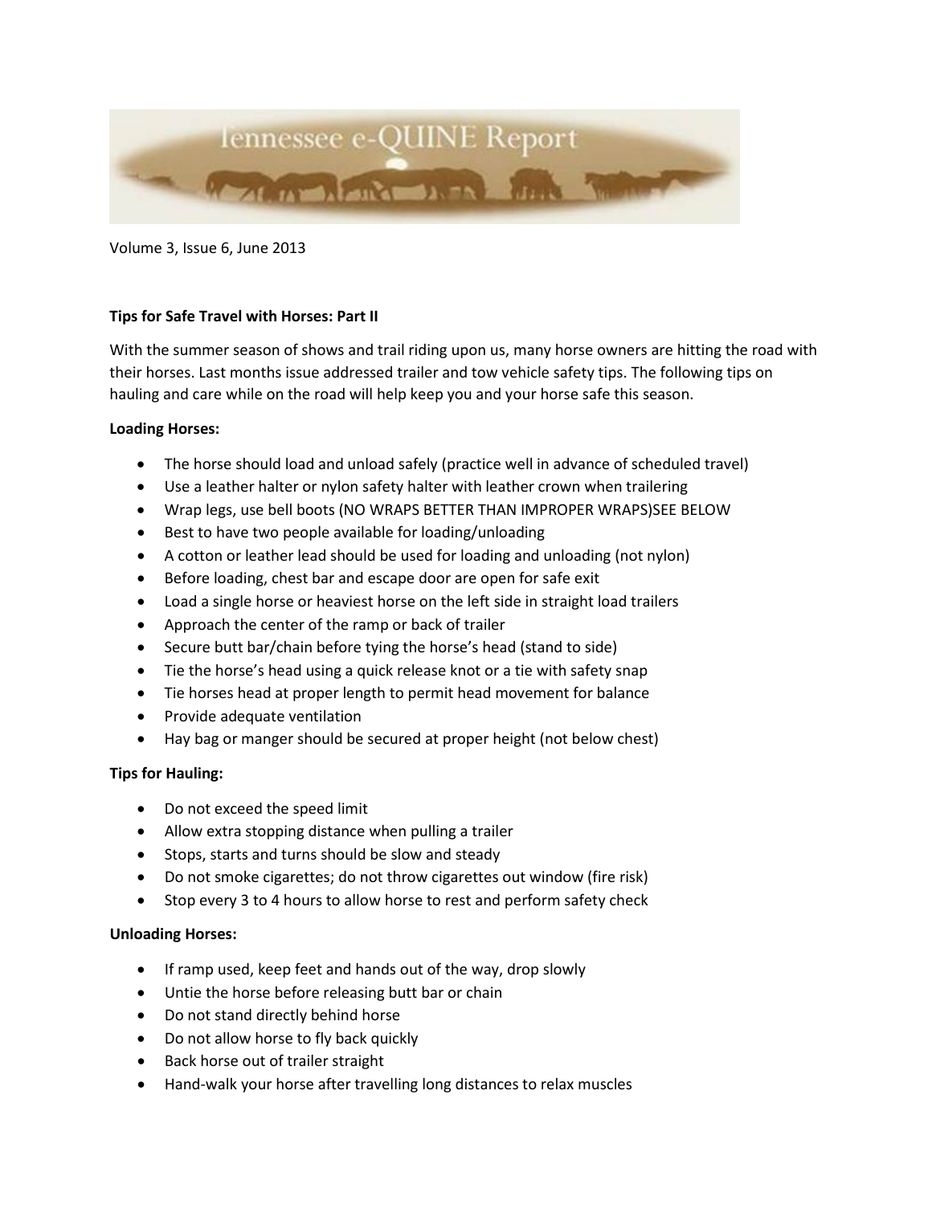Volume 3, Issue 6, June 2013

**Tips for Safe Travel with Horses: Part II**

With the summer season of shows and trail riding upon us, many horse owners are hitting the road with their horses. Last months issue addressed trailer and tow vehicle safety tips. The following tips on hauling and care while on the road will help keep you and your horse safe this season.

**Loading Horses:**

- The horse should load and unload safely (practice well in advance of scheduled travel)
- Use a leather halter or nylon safety halter with leather crown when trailering
- Wrap legs, use bell boots (NO WRAPS BETTER THAN IMPROPER WRAPS)SEE BELOW
- Best to have two people available for loading/unloading
- A cotton or leather lead should be used for loading and unloading (not nylon)
- Before loading, chest bar and escape door are open for safe exit
- Load a single horse or heaviest horse on the left side in straight load trailers
- Approach the center of the ramp or back of trailer
- Secure butt bar/chain before tying the horse's head (stand to side)
- Tie the horse's head using a quick release knot or a tie with safety snap
- Tie horses head at proper length to permit head movement for balance
- Provide adequate ventilation
- Hay bag or manger should be secured at proper height (not below chest)

**Tips for Hauling:**

- Do not exceed the speed limit
- Allow extra stopping distance when pulling a trailer
- Stops, starts and turns should be slow and steady
- Do not smoke cigarettes; do not throw cigarettes out window (fire risk)
- Stop every 3 to 4 hours to allow horse to rest and perform safety check

**Unloading Horses:**

- If ramp used, keep feet and hands out of the way, drop slowly
- Untie the horse before releasing butt bar or chain
- Do not stand directly behind horse
- Do not allow horse to fly back quickly
- Back horse out of trailer straight
- Hand-walk your horse after travelling long distances to relax muscles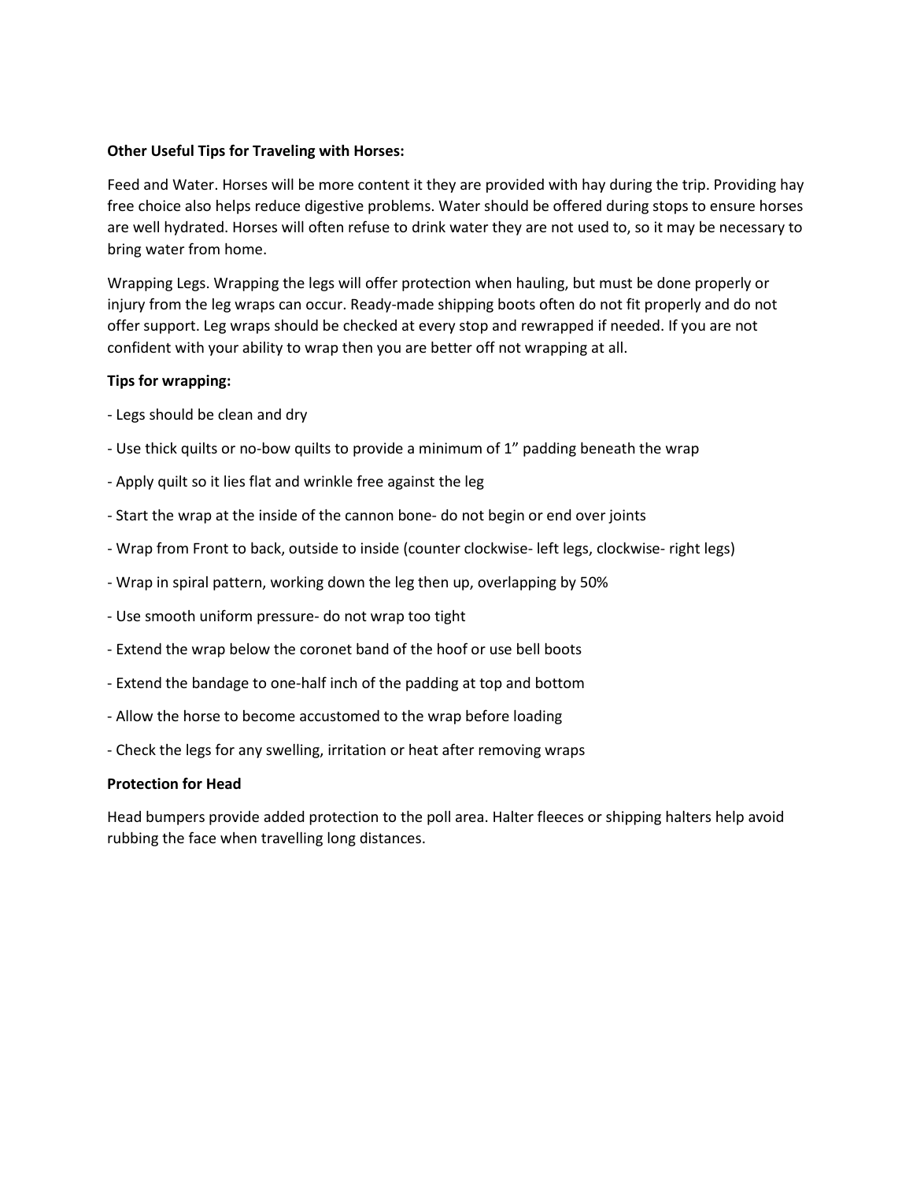**Other Useful Tips for Traveling with Horses:**

Feed and Water. Horses will be more content it they are provided with hay during the trip. Providing hay free choice also helps reduce digestive problems. Water should be offered during stops to ensure horses are well hydrated. Horses will often refuse to drink water they are not used to, so it may be necessary to bring water from home.

Wrapping Legs. Wrapping the legs will offer protection when hauling, but must be done properly or injury from the leg wraps can occur. Ready-made shipping boots often do not fit properly and do not offer support. Leg wraps should be checked at every stop and rewrapped if needed. If you are not confident with your ability to wrap then you are better off not wrapping at all.

**Tips for wrapping:**

- Legs should be clean and dry
- Use thick quilts or no-bow quilts to provide a minimum of 1” padding beneath the wrap
- Apply quilt so it lies flat and wrinkle free against the leg
- Start the wrap at the inside of the cannon bone- do not begin or end over joints
- Wrap from Front to back, outside to inside (counter clockwise- left legs, clockwise- right legs)
- Wrap in spiral pattern, working down the leg then up, overlapping by 50%
- Use smooth uniform pressure- do not wrap too tight
- Extend the wrap below the coronet band of the hoof or use bell boots
- Extend the bandage to one-half inch of the padding at top and bottom
- Allow the horse to become accustomed to the wrap before loading
- Check the legs for any swelling, irritation or heat after removing wraps

**Protection for Head**

Head bumpers provide added protection to the poll area. Halter fleeces or shipping halters help avoid rubbing the face when travelling long distances.